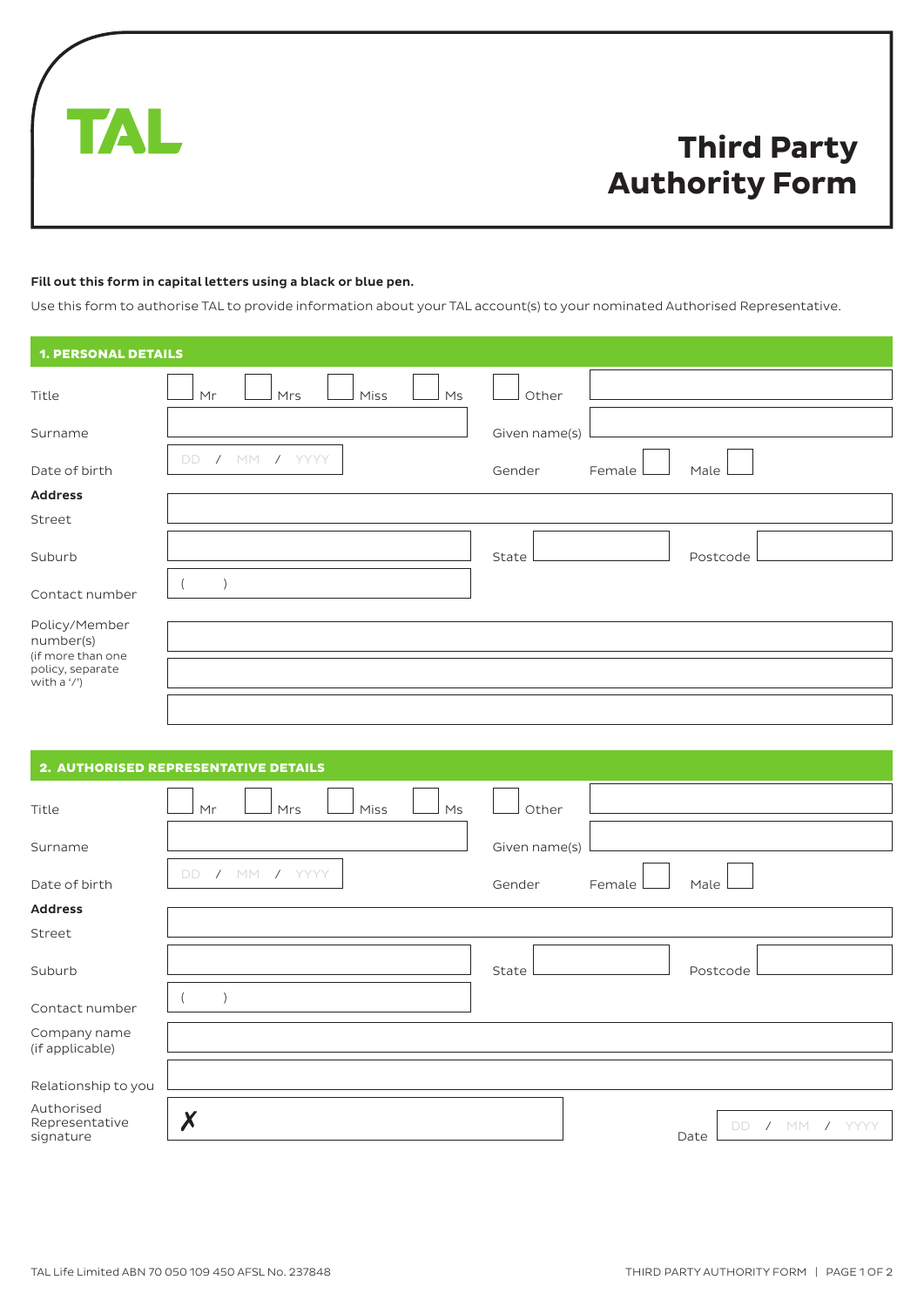TAL

# Third Party Authority Form

**Fill out this form in capital letters using a black or blue pen.**

Use this form to authorise TAL to provide information about your TAL account(s) to your nominated Authorised Representative.

## 1. PERSONAL DETAILS

Title ☐ Mr ☐ Mrs ☐ Miss ☐ Ms ☐ Other ____________

Surname ____________ Given name(s) ____________

Date of birth DD / MM / YYYY Gender Female ☐ Male ☐

**Address**

Street ____________

Suburb ____________ State ____________ Postcode ____________

Contact number (   ) ____________

Policy/Member number(s) (if more than one policy, separate with a '/')

____________

____________

____________

## 2. AUTHORISED REPRESENTATIVE DETAILS

Title ☐ Mr ☐ Mrs ☐ Miss ☐ Ms ☐ Other ____________

Surname ____________ Given name(s) ____________

Date of birth DD / MM / YYYY Gender Female ☐ Male ☐

**Address**

Street ____________

Suburb ____________ State ____________ Postcode ____________

Contact number (   ) ____________

Company name (if applicable) ____________

Relationship to you ____________

Authorised Representative signature ✗ ____________ Date DD / MM / YYYY

TAL Life Limited ABN 70 050 109 450 AFSL No. 237848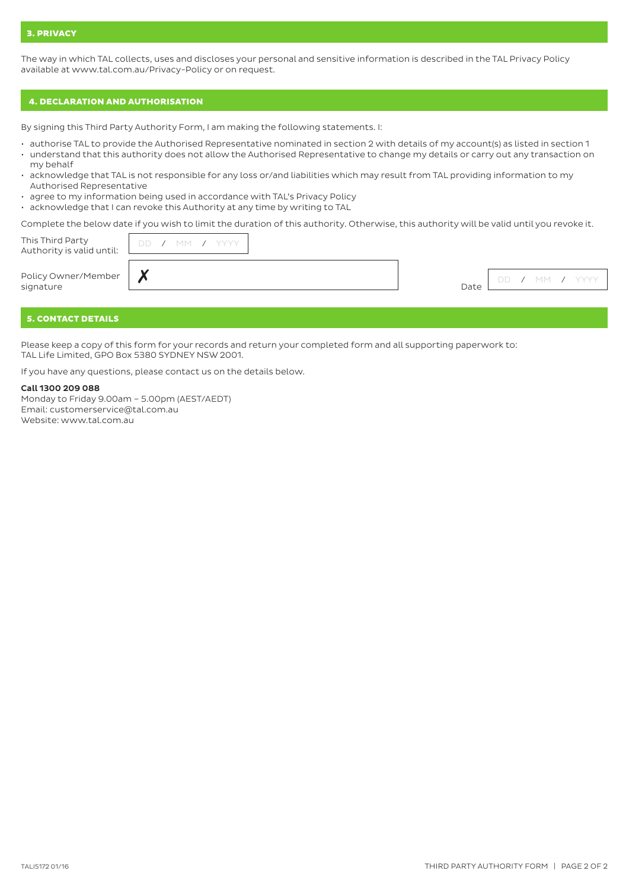## 3. PRIVACY

The way in which TAL collects, uses and discloses your personal and sensitive information is described in the TAL Privacy Policy available at www.tal.com.au/Privacy-Policy or on request.

## 4. DECLARATION AND AUTHORISATION

By signing this Third Party Authority Form, I am making the following statements. I:

- authorise TAL to provide the Authorised Representative nominated in section 2 with details of my account(s) as listed in section 1
- understand that this authority does not allow the Authorised Representative to change my details or carry out any transaction on my behalf
- acknowledge that TAL is not responsible for any loss or/and liabilities which may result from TAL providing information to my Authorised Representative
- agree to my information being used in accordance with TAL's Privacy Policy
- acknowledge that I can revoke this Authority at any time by writing to TAL

Complete the below date if you wish to limit the duration of this authority. Otherwise, this authority will be valid until you revoke it.

This Third Party Authority is valid until: DD / MM / YYYY

Policy Owner/Member signature ✗

Date DD / MM / YYYY

## 5. CONTACT DETAILS

Please keep a copy of this form for your records and return your completed form and all supporting paperwork to:
TAL Life Limited, GPO Box 5380 SYDNEY NSW 2001.

If you have any questions, please contact us on the details below.

**Call 1300 209 088**
Monday to Friday 9.00am – 5.00pm (AEST/AEDT)
Email: customerservice@tal.com.au
Website: www.tal.com.au

TALI5172 01/16